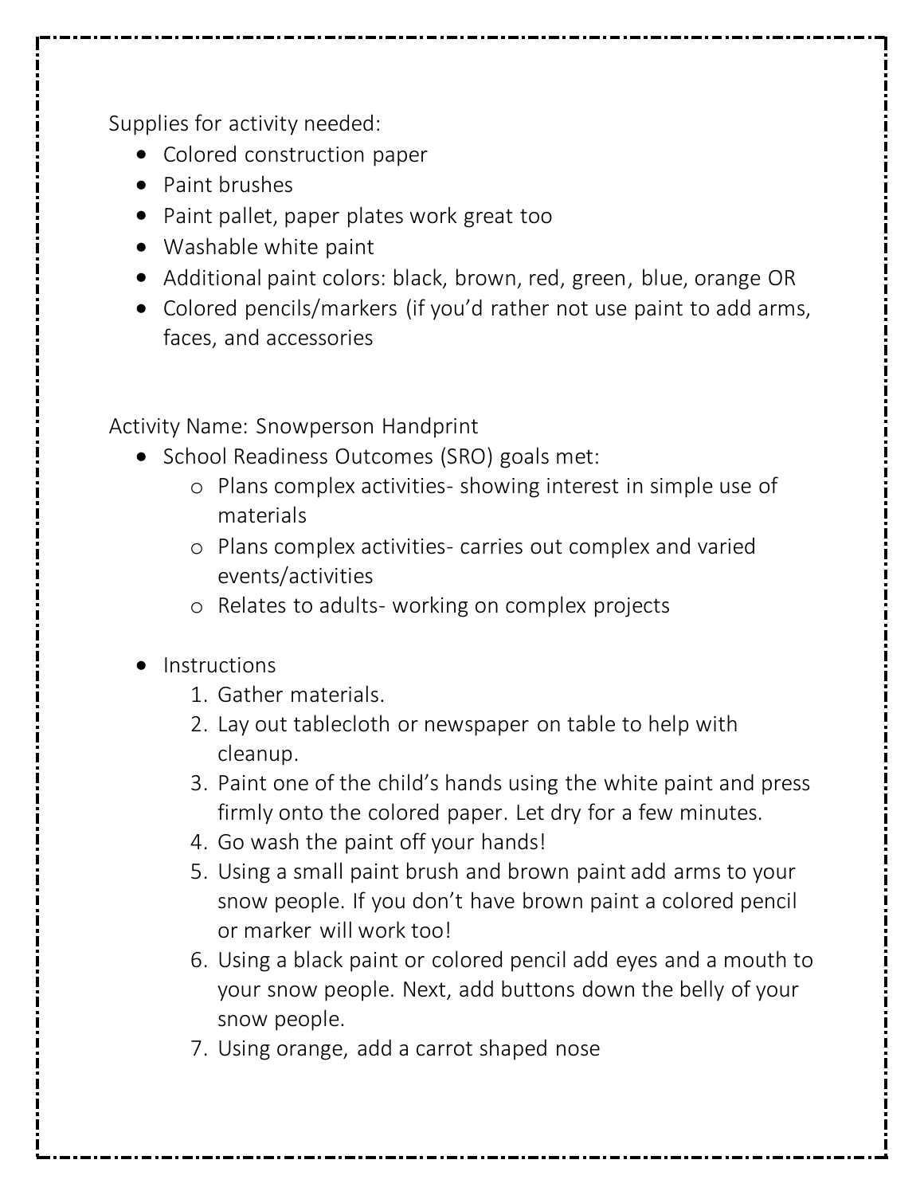Supplies for activity needed:

- Colored construction paper
- Paint brushes
- Paint pallet, paper plates work great too
- Washable white paint
- Additional paint colors: black, brown, red, green, blue, orange OR
- Colored pencils/markers (if you'd rather not use paint to add arms, faces, and accessories

Activity Name: Snowperson Handprint

- School Readiness Outcomes (SRO) goals met:
  - Plans complex activities- showing interest in simple use of materials
  - Plans complex activities- carries out complex and varied events/activities
  - Relates to adults- working on complex projects
- Instructions
  1. Gather materials.
  2. Lay out tablecloth or newspaper on table to help with cleanup.
  3. Paint one of the child's hands using the white paint and press firmly onto the colored paper. Let dry for a few minutes.
  4. Go wash the paint off your hands!
  5. Using a small paint brush and brown paint add arms to your snow people. If you don't have brown paint a colored pencil or marker will work too!
  6. Using a black paint or colored pencil add eyes and a mouth to your snow people. Next, add buttons down the belly of your snow people.
  7. Using orange, add a carrot shaped nose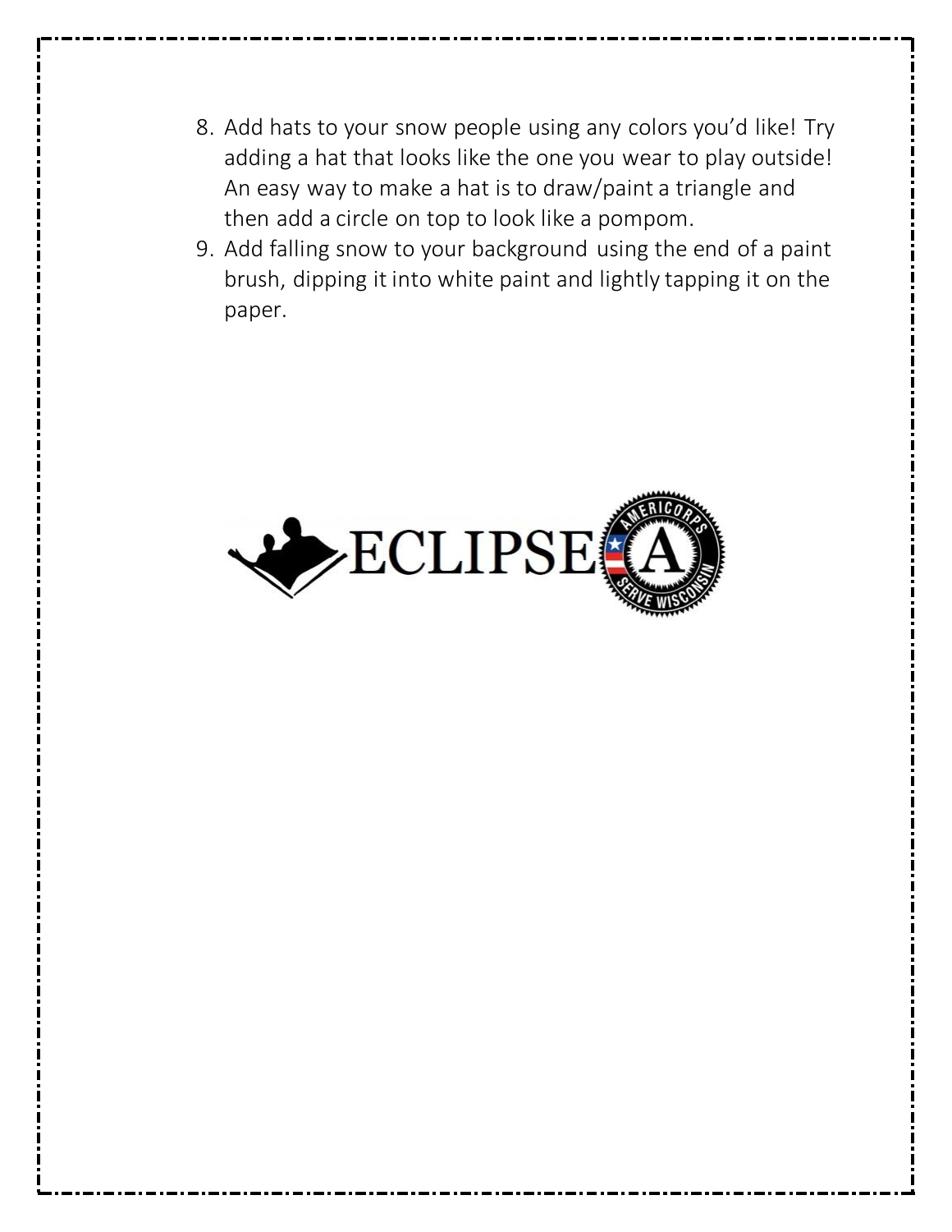8. Add hats to your snow people using any colors you'd like! Try adding a hat that looks like the one you wear to play outside! An easy way to make a hat is to draw/paint a triangle and then add a circle on top to look like a pompom.
9. Add falling snow to your background using the end of a paint brush, dipping it into white paint and lightly tapping it on the paper.

ECLIPSE

AMERICORPS SERVE WISCONSIN